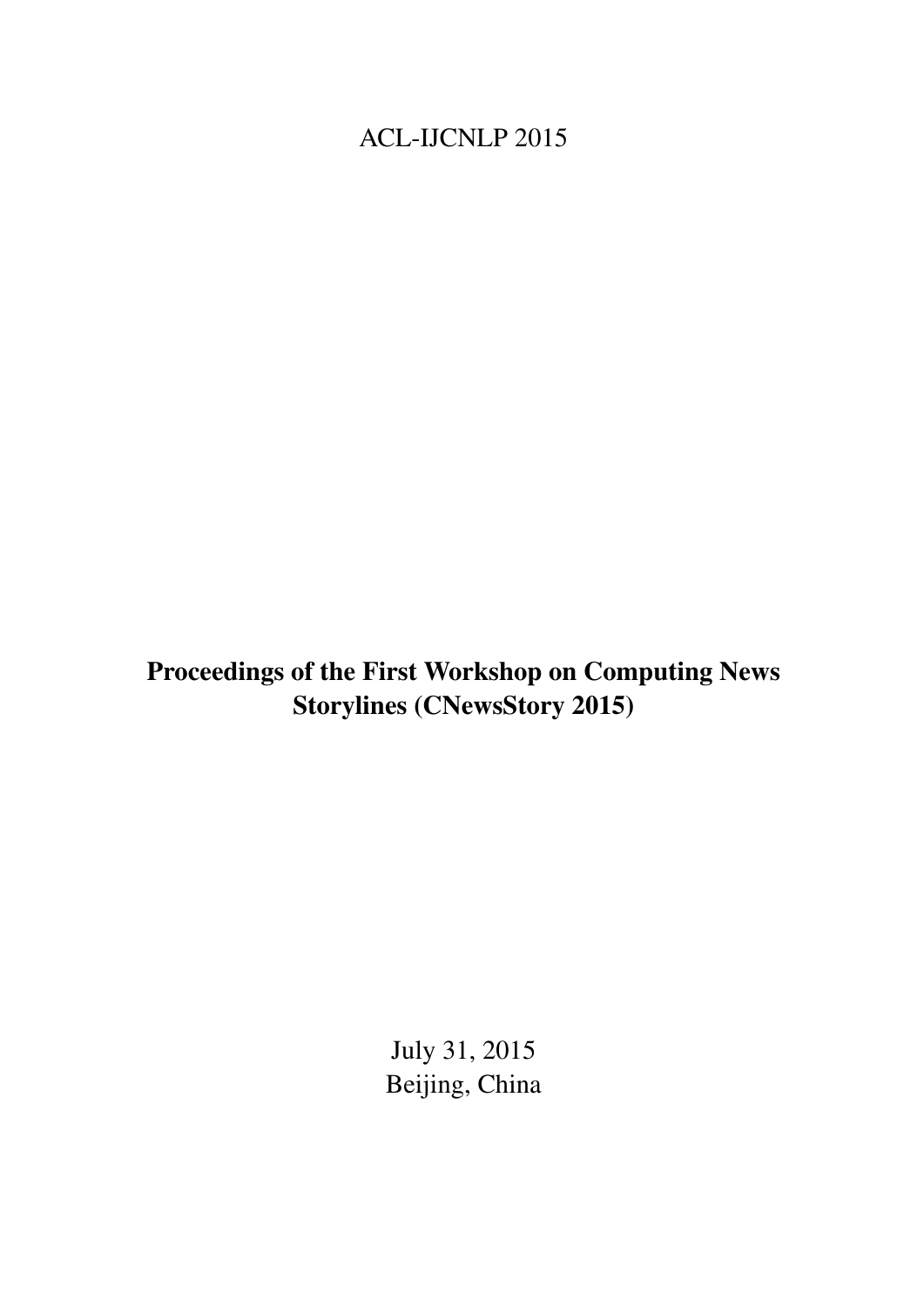ACL-IJCNLP 2015

# Proceedings of the First Workshop on Computing News Storylines (CNewsStory 2015)

July 31, 2015
Beijing, China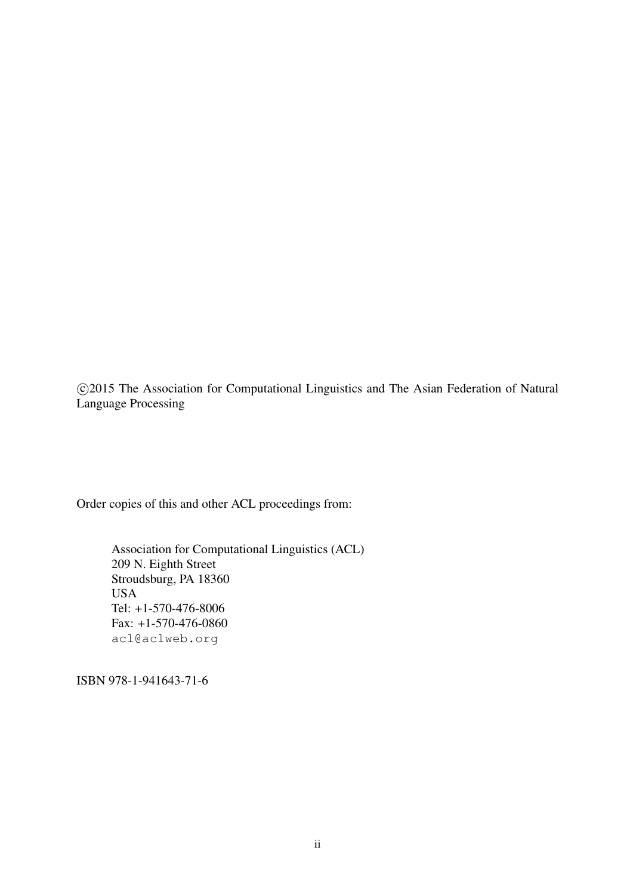©2015 The Association for Computational Linguistics and The Asian Federation of Natural Language Processing

Order copies of this and other ACL proceedings from:

Association for Computational Linguistics (ACL)
209 N. Eighth Street
Stroudsburg, PA 18360
USA
Tel: +1-570-476-8006
Fax: +1-570-476-0860
acl@aclweb.org

ISBN 978-1-941643-71-6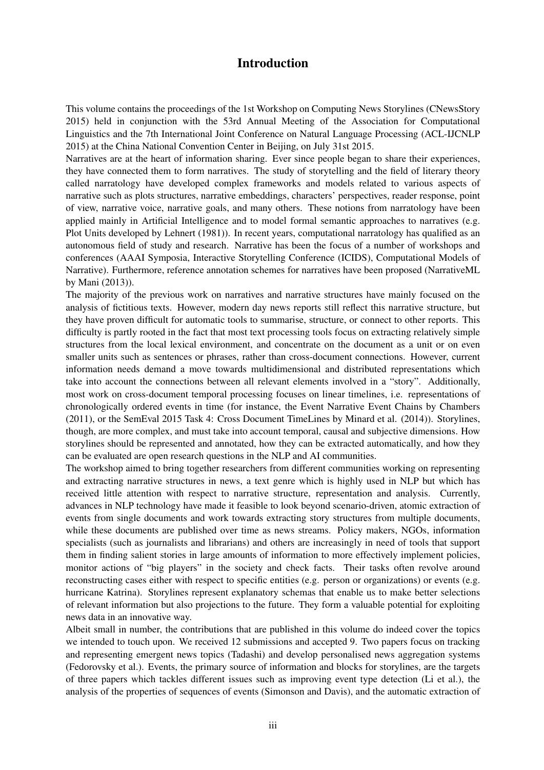# Introduction

This volume contains the proceedings of the 1st Workshop on Computing News Storylines (CNewsStory 2015) held in conjunction with the 53rd Annual Meeting of the Association for Computational Linguistics and the 7th International Joint Conference on Natural Language Processing (ACL-IJCNLP 2015) at the China National Convention Center in Beijing, on July 31st 2015.

Narratives are at the heart of information sharing. Ever since people began to share their experiences, they have connected them to form narratives. The study of storytelling and the field of literary theory called narratology have developed complex frameworks and models related to various aspects of narrative such as plots structures, narrative embeddings, characters' perspectives, reader response, point of view, narrative voice, narrative goals, and many others. These notions from narratology have been applied mainly in Artificial Intelligence and to model formal semantic approaches to narratives (e.g. Plot Units developed by Lehnert (1981)). In recent years, computational narratology has qualified as an autonomous field of study and research. Narrative has been the focus of a number of workshops and conferences (AAAI Symposia, Interactive Storytelling Conference (ICIDS), Computational Models of Narrative). Furthermore, reference annotation schemes for narratives have been proposed (NarrativeML by Mani (2013)).

The majority of the previous work on narratives and narrative structures have mainly focused on the analysis of fictitious texts. However, modern day news reports still reflect this narrative structure, but they have proven difficult for automatic tools to summarise, structure, or connect to other reports. This difficulty is partly rooted in the fact that most text processing tools focus on extracting relatively simple structures from the local lexical environment, and concentrate on the document as a unit or on even smaller units such as sentences or phrases, rather than cross-document connections. However, current information needs demand a move towards multidimensional and distributed representations which take into account the connections between all relevant elements involved in a "story". Additionally, most work on cross-document temporal processing focuses on linear timelines, i.e. representations of chronologically ordered events in time (for instance, the Event Narrative Event Chains by Chambers (2011), or the SemEval 2015 Task 4: Cross Document TimeLines by Minard et al. (2014)). Storylines, though, are more complex, and must take into account temporal, causal and subjective dimensions. How storylines should be represented and annotated, how they can be extracted automatically, and how they can be evaluated are open research questions in the NLP and AI communities.

The workshop aimed to bring together researchers from different communities working on representing and extracting narrative structures in news, a text genre which is highly used in NLP but which has received little attention with respect to narrative structure, representation and analysis. Currently, advances in NLP technology have made it feasible to look beyond scenario-driven, atomic extraction of events from single documents and work towards extracting story structures from multiple documents, while these documents are published over time as news streams. Policy makers, NGOs, information specialists (such as journalists and librarians) and others are increasingly in need of tools that support them in finding salient stories in large amounts of information to more effectively implement policies, monitor actions of "big players" in the society and check facts. Their tasks often revolve around reconstructing cases either with respect to specific entities (e.g. person or organizations) or events (e.g. hurricane Katrina). Storylines represent explanatory schemas that enable us to make better selections of relevant information but also projections to the future. They form a valuable potential for exploiting news data in an innovative way.

Albeit small in number, the contributions that are published in this volume do indeed cover the topics we intended to touch upon. We received 12 submissions and accepted 9. Two papers focus on tracking and representing emergent news topics (Tadashi) and develop personalised news aggregation systems (Fedorovsky et al.). Events, the primary source of information and blocks for storylines, are the targets of three papers which tackles different issues such as improving event type detection (Li et al.), the analysis of the properties of sequences of events (Simonson and Davis), and the automatic extraction of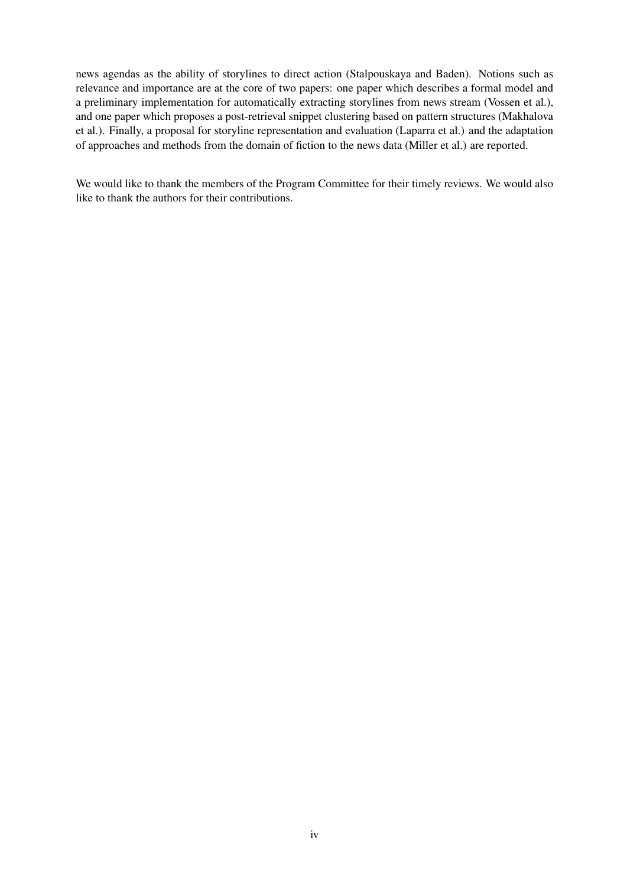news agendas as the ability of storylines to direct action (Stalpouskaya and Baden). Notions such as relevance and importance are at the core of two papers: one paper which describes a formal model and a preliminary implementation for automatically extracting storylines from news stream (Vossen et al.), and one paper which proposes a post-retrieval snippet clustering based on pattern structures (Makhalova et al.). Finally, a proposal for storyline representation and evaluation (Laparra et al.) and the adaptation of approaches and methods from the domain of fiction to the news data (Miller et al.) are reported.

We would like to thank the members of the Program Committee for their timely reviews. We would also like to thank the authors for their contributions.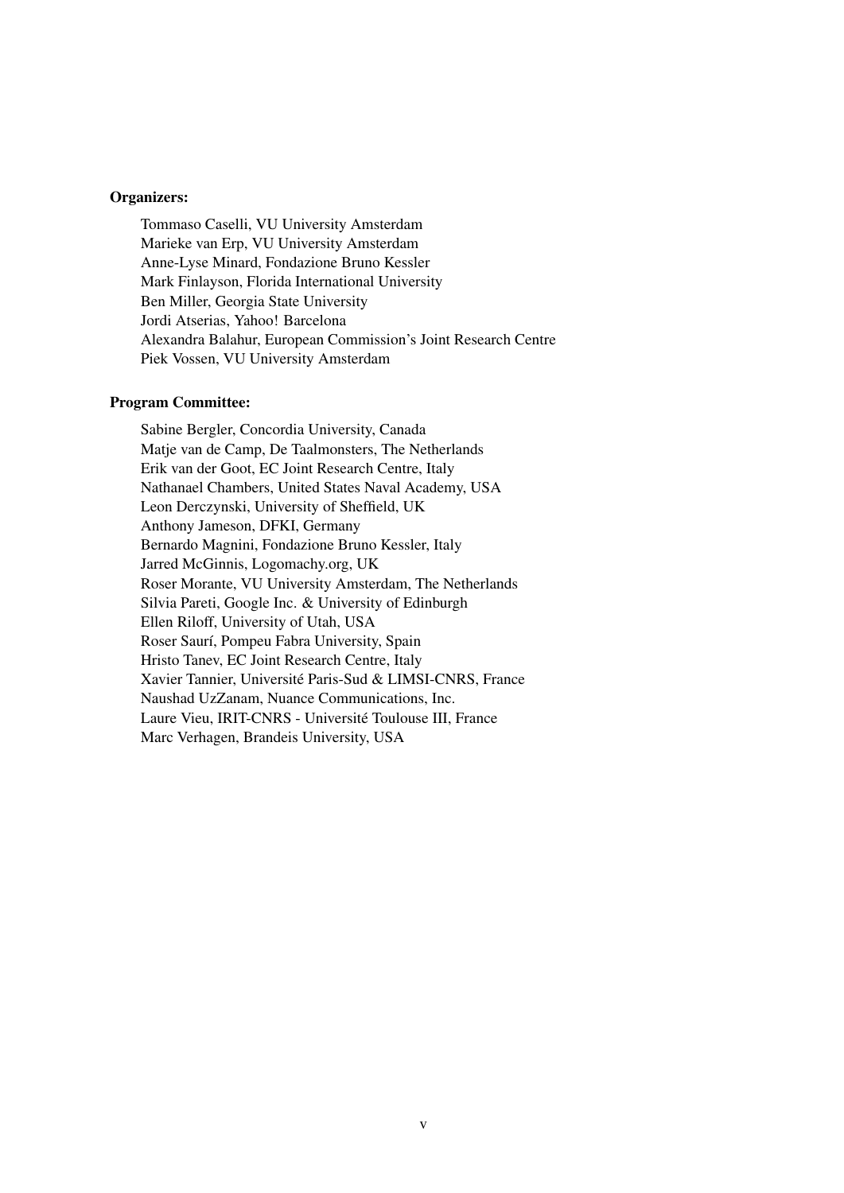**Organizers:**

Tommaso Caselli, VU University Amsterdam
Marieke van Erp, VU University Amsterdam
Anne-Lyse Minard, Fondazione Bruno Kessler
Mark Finlayson, Florida International University
Ben Miller, Georgia State University
Jordi Atserias, Yahoo! Barcelona
Alexandra Balahur, European Commission's Joint Research Centre
Piek Vossen, VU University Amsterdam

**Program Committee:**

Sabine Bergler, Concordia University, Canada
Matje van de Camp, De Taalmonsters, The Netherlands
Erik van der Goot, EC Joint Research Centre, Italy
Nathanael Chambers, United States Naval Academy, USA
Leon Derczynski, University of Sheffield, UK
Anthony Jameson, DFKI, Germany
Bernardo Magnini, Fondazione Bruno Kessler, Italy
Jarred McGinnis, Logomachy.org, UK
Roser Morante, VU University Amsterdam, The Netherlands
Silvia Pareti, Google Inc. & University of Edinburgh
Ellen Riloff, University of Utah, USA
Roser Saurí, Pompeu Fabra University, Spain
Hristo Tanev, EC Joint Research Centre, Italy
Xavier Tannier, Université Paris-Sud & LIMSI-CNRS, France
Naushad UzZanam, Nuance Communications, Inc.
Laure Vieu, IRIT-CNRS - Université Toulouse III, France
Marc Verhagen, Brandeis University, USA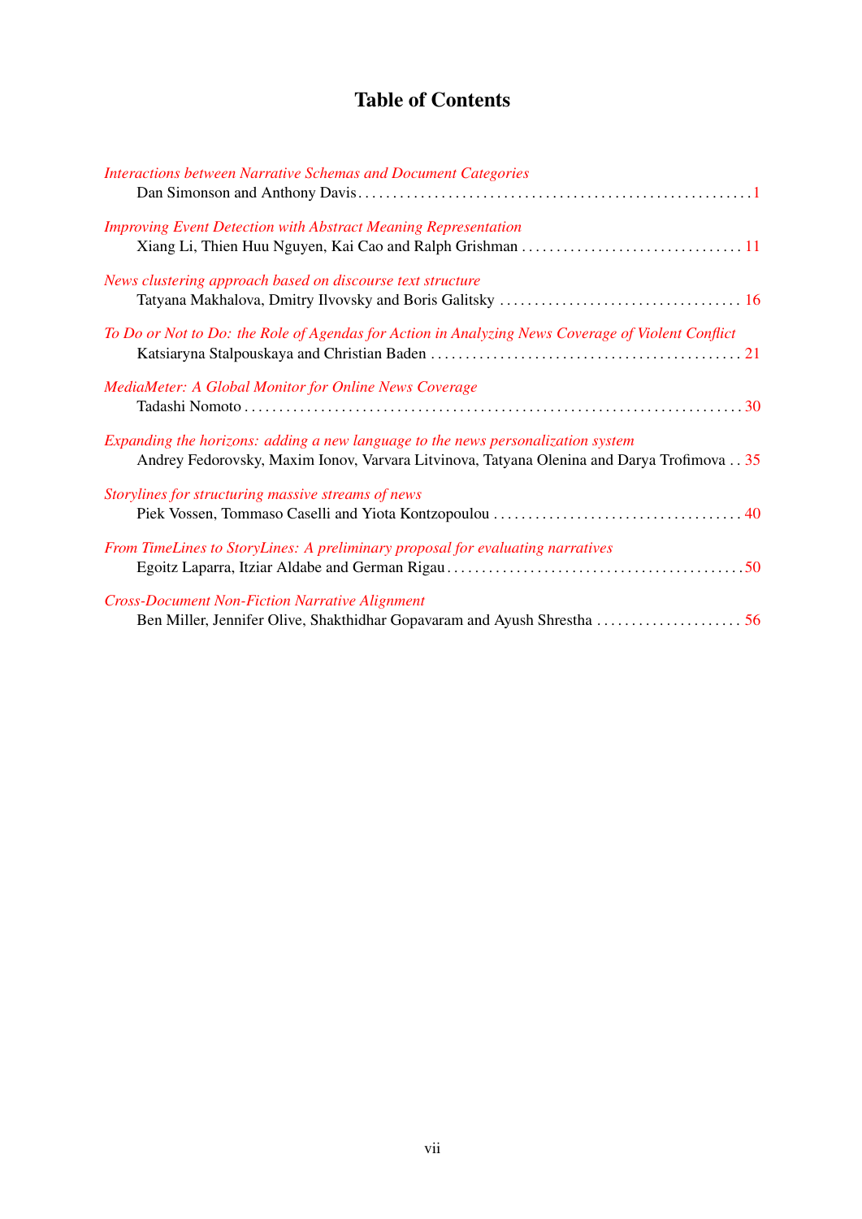# Table of Contents

*Interactions between Narrative Schemas and Document Categories*
Dan Simonson and Anthony Davis . . . . . . . . . . 1

*Improving Event Detection with Abstract Meaning Representation*
Xiang Li, Thien Huu Nguyen, Kai Cao and Ralph Grishman . . . . . . . . . . 11

*News clustering approach based on discourse text structure*
Tatyana Makhalova, Dmitry Ilvovsky and Boris Galitsky . . . . . . . . . . 16

*To Do or Not to Do: the Role of Agendas for Action in Analyzing News Coverage of Violent Conflict*
Katsiaryna Stalpouskaya and Christian Baden . . . . . . . . . . 21

*MediaMeter: A Global Monitor for Online News Coverage*
Tadashi Nomoto . . . . . . . . . . 30

*Expanding the horizons: adding a new language to the news personalization system*
Andrey Fedorovsky, Maxim Ionov, Varvara Litvinova, Tatyana Olenina and Darya Trofimova . . 35

*Storylines for structuring massive streams of news*
Piek Vossen, Tommaso Caselli and Yiota Kontzopoulou . . . . . . . . . . 40

*From TimeLines to StoryLines: A preliminary proposal for evaluating narratives*
Egoitz Laparra, Itziar Aldabe and German Rigau . . . . . . . . . . 50

*Cross-Document Non-Fiction Narrative Alignment*
Ben Miller, Jennifer Olive, Shakthidhar Gopavaram and Ayush Shrestha . . . . . . . . . . 56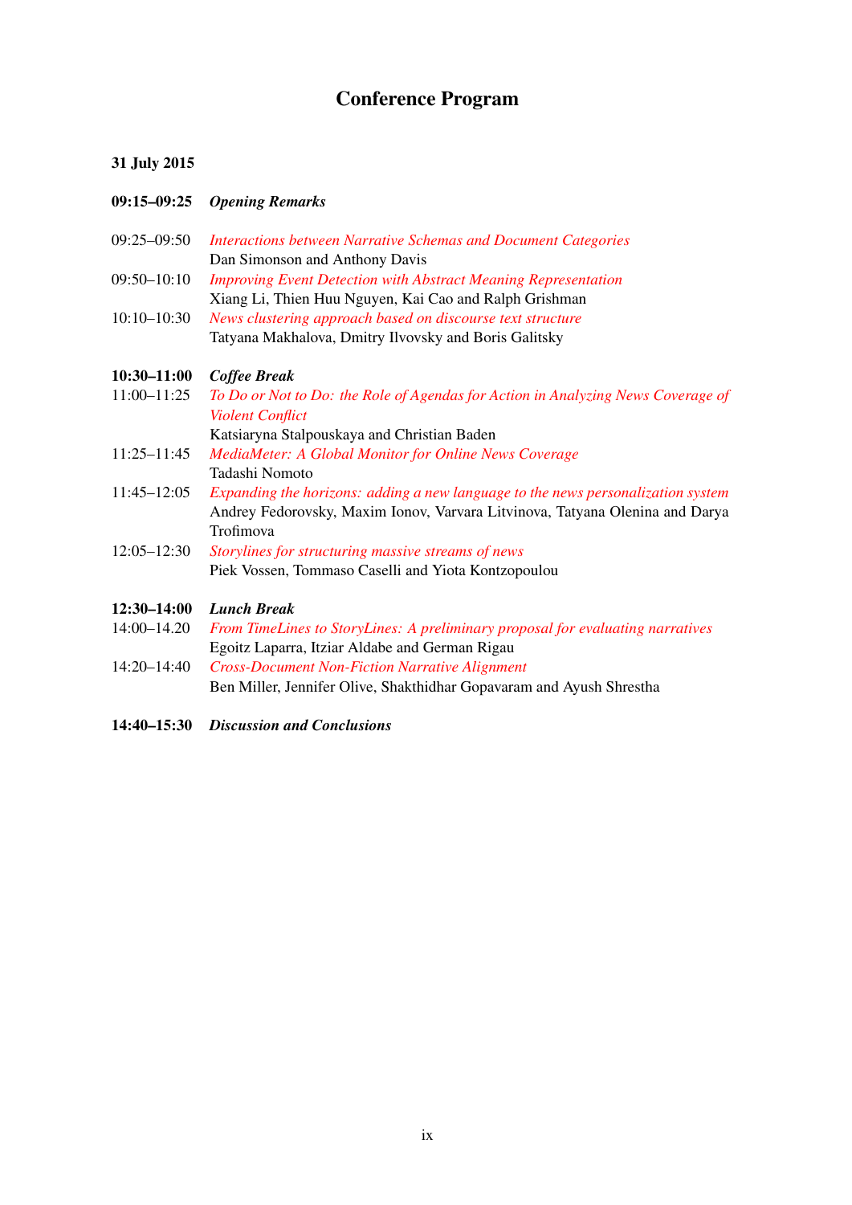# Conference Program

**31 July 2015**

**09:15–09:25** ***Opening Remarks***

09:25–09:50 *Interactions between Narrative Schemas and Document Categories*
Dan Simonson and Anthony Davis

09:50–10:10 *Improving Event Detection with Abstract Meaning Representation*
Xiang Li, Thien Huu Nguyen, Kai Cao and Ralph Grishman

10:10–10:30 *News clustering approach based on discourse text structure*
Tatyana Makhalova, Dmitry Ilvovsky and Boris Galitsky

**10:30–11:00** ***Coffee Break***

11:00–11:25 *To Do or Not to Do: the Role of Agendas for Action in Analyzing News Coverage of Violent Conflict*
Katsiaryna Stalpouskaya and Christian Baden

11:25–11:45 *MediaMeter: A Global Monitor for Online News Coverage*
Tadashi Nomoto

11:45–12:05 *Expanding the horizons: adding a new language to the news personalization system*
Andrey Fedorovsky, Maxim Ionov, Varvara Litvinova, Tatyana Olenina and Darya Trofimova

12:05–12:30 *Storylines for structuring massive streams of news*
Piek Vossen, Tommaso Caselli and Yiota Kontzopoulou

**12:30–14:00** ***Lunch Break***

14:00–14.20 *From TimeLines to StoryLines: A preliminary proposal for evaluating narratives*
Egoitz Laparra, Itziar Aldabe and German Rigau

14:20–14:40 *Cross-Document Non-Fiction Narrative Alignment*
Ben Miller, Jennifer Olive, Shakthidhar Gopavaram and Ayush Shrestha

**14:40–15:30** ***Discussion and Conclusions***